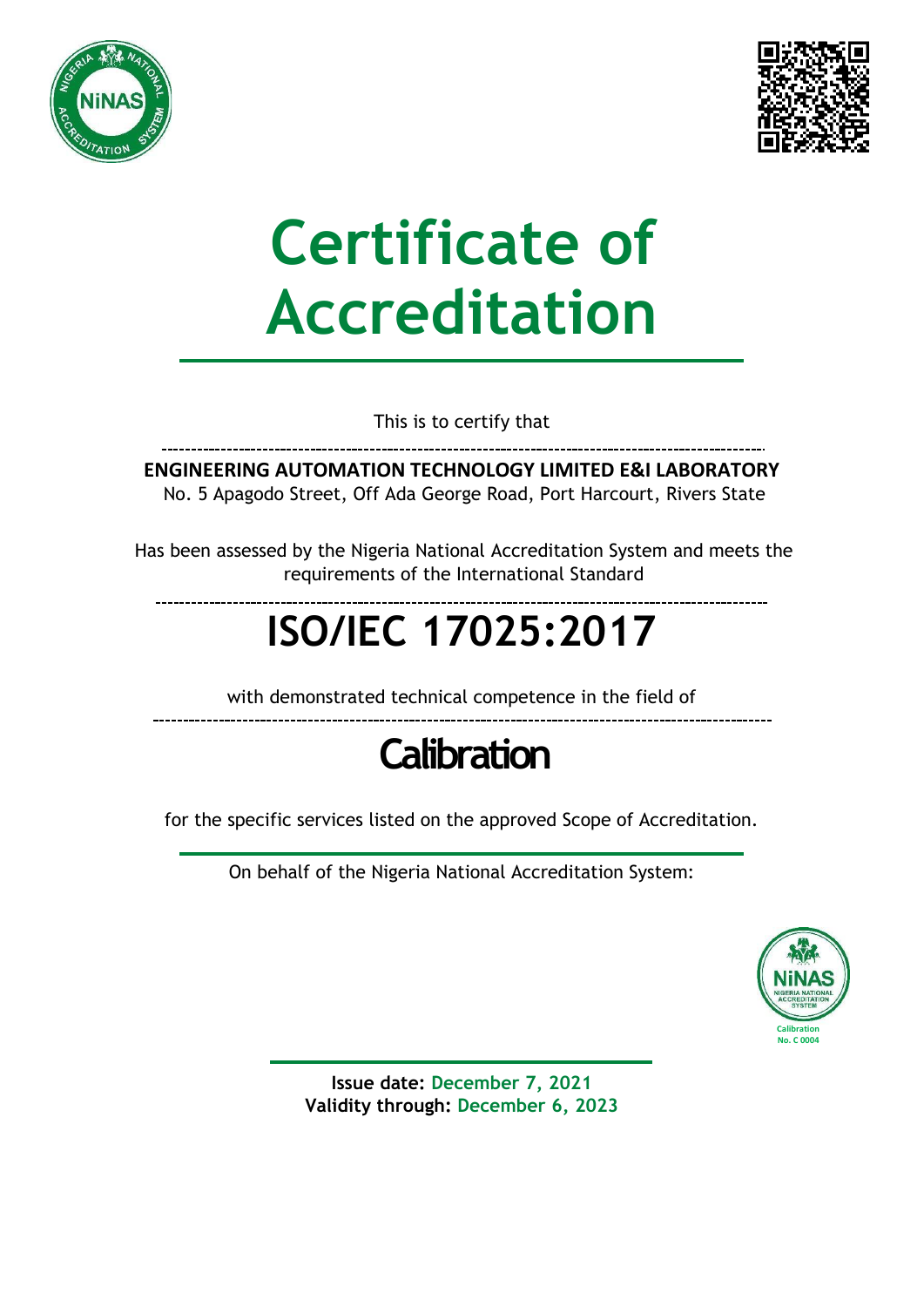# Certificate of Accreditation

This is to certify that

**ENGINEERING AUTOMATION TECHNOLOGY LIMITED E&I LABORATORY**
No. 5 Apagodo Street, Off Ada George Road, Port Harcourt, Rivers State

Has been assessed by the Nigeria National Accreditation System and meets the requirements of the International Standard

# ISO/IEC 17025:2017

with demonstrated technical competence in the field of

## Calibration

for the specific services listed on the approved Scope of Accreditation.

On behalf of the Nigeria National Accreditation System:

Calibration
No. C 0004

**Issue date:** December 7, 2021
**Validity through:** December 6, 2023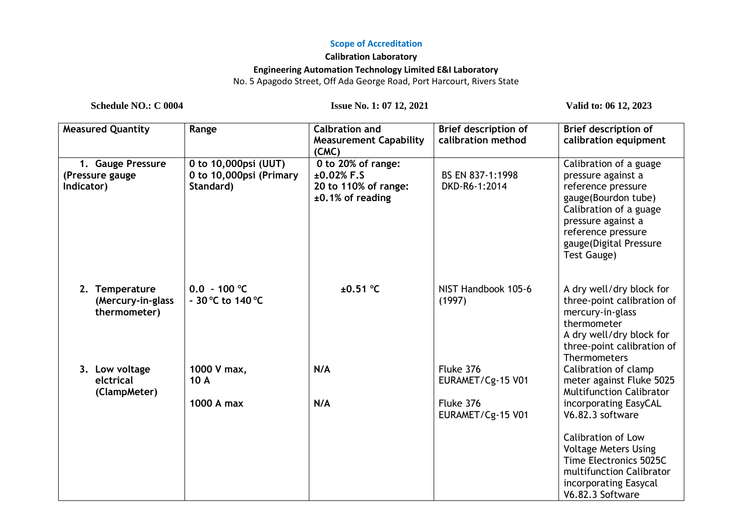**Scope of Accreditation**

**Calibration Laboratory**

**Engineering Automation Technology Limited E&I Laboratory**

No. 5 Apagodo Street, Off Ada George Road, Port Harcourt, Rivers State

**Schedule NO.: C 0004** | **Issue No. 1: 07 12, 2021** | **Valid to: 06 12, 2023**

| Measured Quantity | Range | Calibration and Measurement Capability (CMC) | Brief description of calibration method | Brief description of calibration equipment |
|---|---|---|---|---|
| **1. Gauge Pressure (Pressure gauge Indicator)** | **0 to 10,000psi (UUT)**<br>**0 to 10,000psi (Primary Standard)** | **0 to 20% of range: ±0.02% F.S**<br>**20 to 110% of range: ±0.1% of reading** | BS EN 837-1:1998<br>DKD-R6-1:2014 | Calibration of a guage pressure against a reference pressure gauge(Bourdon tube)<br>Calibration of a guage pressure against a reference pressure gauge(Digital Pressure Test Gauge) |
| **2. Temperature (Mercury-in-glass thermometer)** | **0.0 - 100 °C**<br>**- 30 °C to 140 °C** | **±0.51 °C** | NIST Handbook 105-6 (1997) | A dry well/dry block for three-point calibration of mercury-in-glass thermometer<br>A dry well/dry block for three-point calibration of Thermometers |
| **3. Low voltage elctrical (ClampMeter)** | **1000 V max, 10 A**<br><br>**1000 A max** | **N/A**<br><br>**N/A** | Fluke 376<br>EURAMET/Cg-15 V01<br><br>Fluke 376<br>EURAMET/Cg-15 V01 | Calibration of clamp meter against Fluke 5025 Multifunction Calibrator incorporating EasyCAL V6.82.3 software<br><br>Calibration of Low Voltage Meters Using Time Electronics 5025C multifunction Calibrator incorporating Easycal V6.82.3 Software |